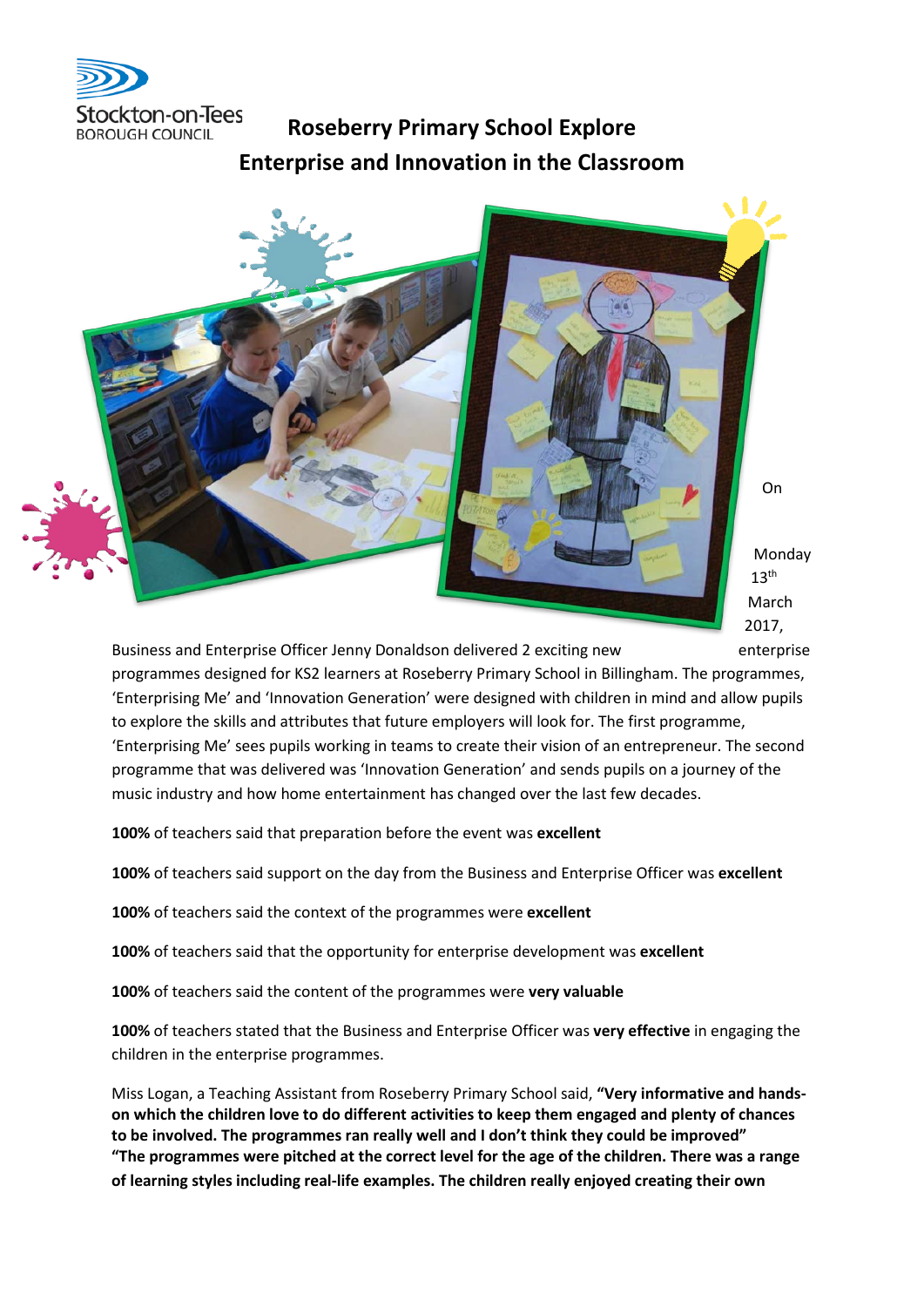# Roseberry Primary School Explore Enterprise and Innovation in the Classroom

On Monday 13th March 2017, Business and Enterprise Officer Jenny Donaldson delivered 2 exciting new enterprise programmes designed for KS2 learners at Roseberry Primary School in Billingham. The programmes, 'Enterprising Me' and 'Innovation Generation' were designed with children in mind and allow pupils to explore the skills and attributes that future employers will look for. The first programme, 'Enterprising Me' sees pupils working in teams to create their vision of an entrepreneur. The second programme that was delivered was 'Innovation Generation' and sends pupils on a journey of the music industry and how home entertainment has changed over the last few decades.

**100%** of teachers said that preparation before the event was **excellent**

**100%** of teachers said support on the day from the Business and Enterprise Officer was **excellent**

**100%** of teachers said the context of the programmes were **excellent**

**100%** of teachers said that the opportunity for enterprise development was **excellent**

**100%** of teachers said the content of the programmes were **very valuable**

**100%** of teachers stated that the Business and Enterprise Officer was **very effective** in engaging the children in the enterprise programmes.

Miss Logan, a Teaching Assistant from Roseberry Primary School said, **"Very informative and hands-on which the children love to do different activities to keep them engaged and plenty of chances to be involved. The programmes ran really well and I don't think they could be improved" "The programmes were pitched at the correct level for the age of the children. There was a range of learning styles including real-life examples. The children really enjoyed creating their own**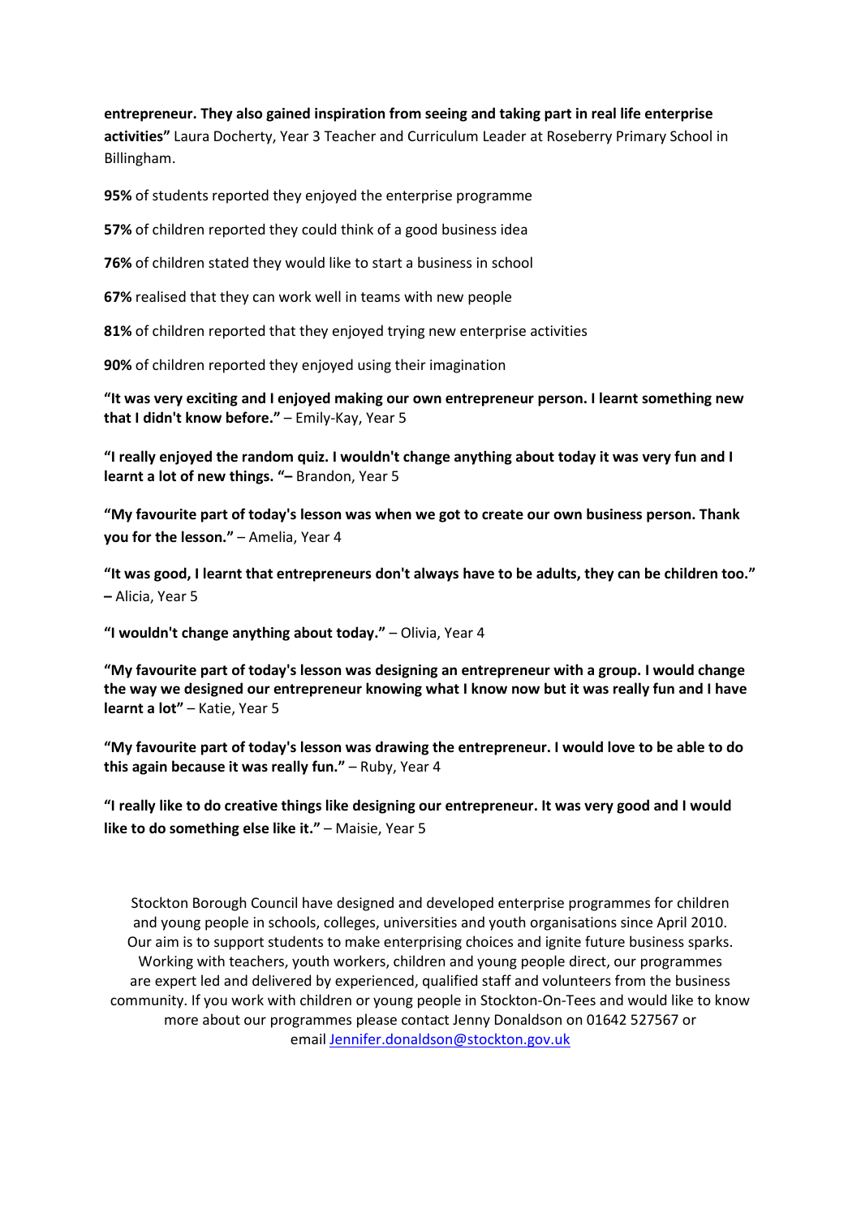**entrepreneur. They also gained inspiration from seeing and taking part in real life enterprise activities"** Laura Docherty, Year 3 Teacher and Curriculum Leader at Roseberry Primary School in Billingham.

**95%** of students reported they enjoyed the enterprise programme

**57%** of children reported they could think of a good business idea

**76%** of children stated they would like to start a business in school

**67%** realised that they can work well in teams with new people

**81%** of children reported that they enjoyed trying new enterprise activities

**90%** of children reported they enjoyed using their imagination

**"It was very exciting and I enjoyed making our own entrepreneur person. I learnt something new that I didn't know before."** – Emily-Kay, Year 5

**"I really enjoyed the random quiz. I wouldn't change anything about today it was very fun and I learnt a lot of new things. "–** Brandon, Year 5

**"My favourite part of today's lesson was when we got to create our own business person. Thank you for the lesson."** – Amelia, Year 4

**"It was good, I learnt that entrepreneurs don't always have to be adults, they can be children too." –** Alicia, Year 5

**"I wouldn't change anything about today."** – Olivia, Year 4

**"My favourite part of today's lesson was designing an entrepreneur with a group. I would change the way we designed our entrepreneur knowing what I know now but it was really fun and I have learnt a lot"** – Katie, Year 5

**"My favourite part of today's lesson was drawing the entrepreneur. I would love to be able to do this again because it was really fun."** – Ruby, Year 4

**"I really like to do creative things like designing our entrepreneur. It was very good and I would like to do something else like it."** – Maisie, Year 5

Stockton Borough Council have designed and developed enterprise programmes for children and young people in schools, colleges, universities and youth organisations since April 2010. Our aim is to support students to make enterprising choices and ignite future business sparks. Working with teachers, youth workers, children and young people direct, our programmes are expert led and delivered by experienced, qualified staff and volunteers from the business community. If you work with children or young people in Stockton-On-Tees and would like to know more about our programmes please contact Jenny Donaldson on 01642 527567 or email [Jennifer.donaldson@stockton.gov.uk](mailto:Jennifer.donaldson@stockton.gov.uk)